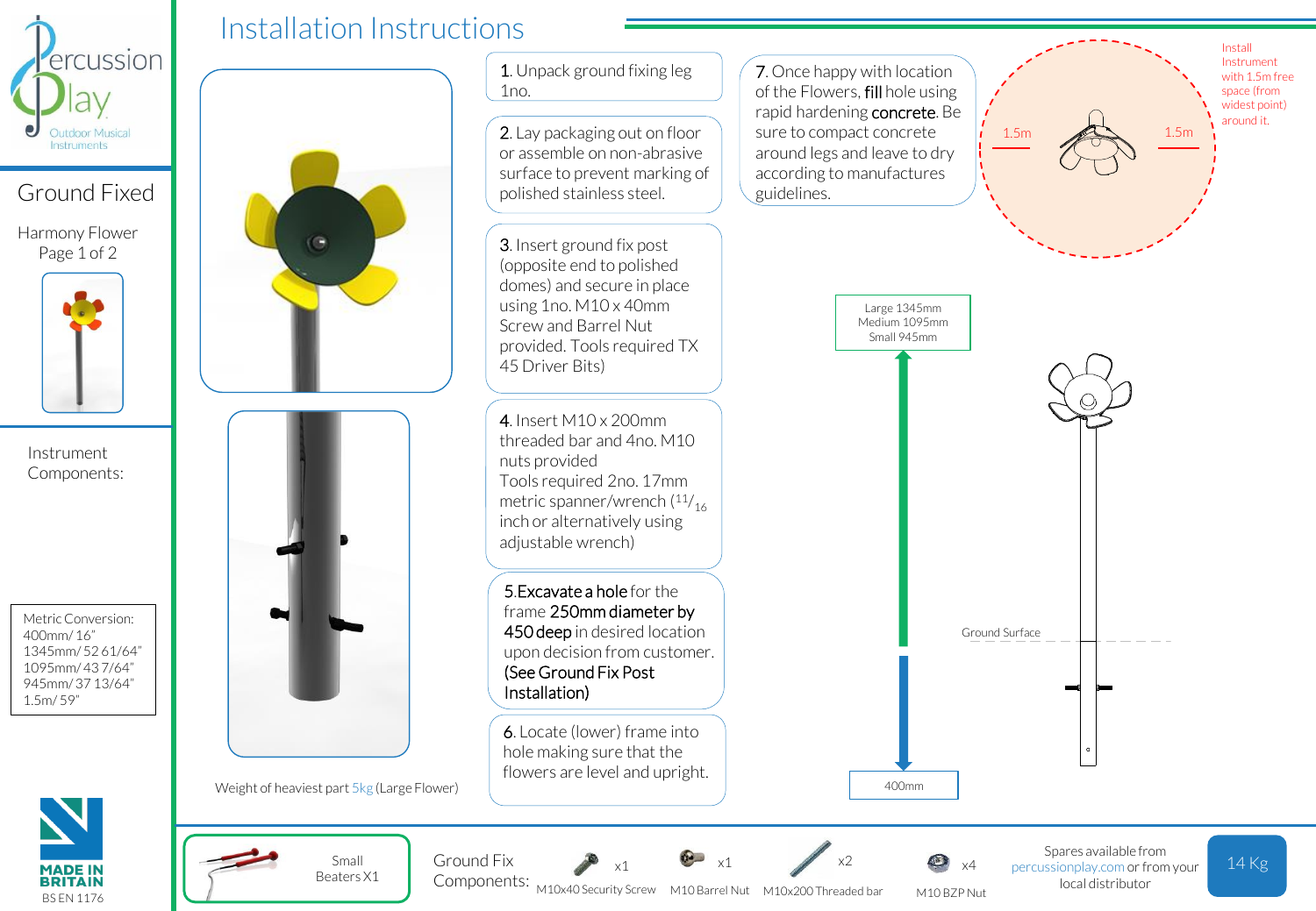# Installation Instructions

Percussion Play – Outdoor Musical Instruments

## Ground Fixed

Harmony Flower
Page 1 of 2

Instrument Components:

Metric Conversion:
400mm/ 16"
1345mm/ 52 61/64"
1095mm/ 43 7/64"
945mm/ 37 13/64"
1.5m/ 59"

MADE IN BRITAIN
BS EN 1176

1. Unpack ground fixing leg 1no.

2. Lay packaging out on floor or assemble on non-abrasive surface to prevent marking of polished stainless steel.

3. Insert ground fix post (opposite end to polished domes) and secure in place using 1no. M10 x 40mm Screw and Barrel Nut provided. Tools required TX 45 Driver Bits)

4. Insert M10 x 200mm threaded bar and 4no. M10 nuts provided
Tools required 2no. 17mm metric spanner/wrench (11/16 inch or alternatively using adjustable wrench)

5. **Excavate a hole** for the frame **250mm diameter by 450 deep** in desired location upon decision from customer. **(See Ground Fix Post Installation)**

6. Locate (lower) frame into hole making sure that the flowers are level and upright.

7. Once happy with location of the Flowers, **fill** hole using rapid hardening **concrete**. Be sure to compact concrete around legs and leave to dry according to manufactures guidelines.

Install Instrument with 1.5m free space (from widest point) around it.

1.5m — 1.5m

Large 1345mm
Medium 1095mm
Small 945mm

Ground Surface

400mm

Weight of heaviest part 5kg (Large Flower)

Small Beaters X1

Ground Fix Components:

- M10x40 Security Screw x1
- M10 Barrel Nut x1
- M10x200 Threaded bar x2
- M10 BZP Nut x4

Spares available from percussionplay.com or from your local distributor

14 Kg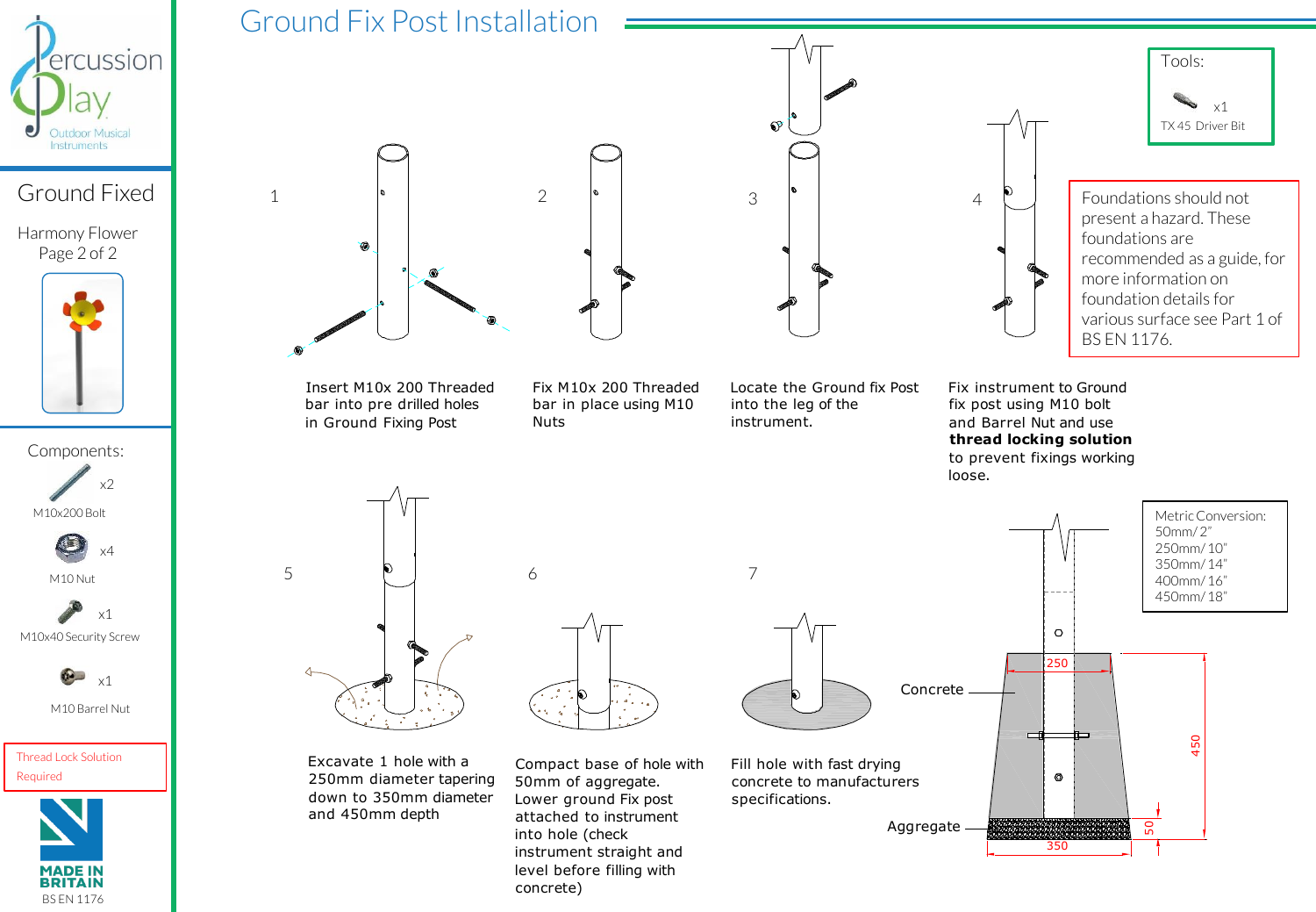# Ground Fix Post Installation

Percussion Play
Outdoor Musical Instruments

## Ground Fixed

Harmony Flower
Page 2 of 2

Components:

- M10x200 Bolt x2
- M10 Nut x4
- M10x40 Security Screw x1
- M10 Barrel Nut x1

Thread Lock Solution Required

MADE IN BRITAIN
BS EN 1176

Tools:

- TX 45 Driver Bit x1

Foundations should not present a hazard. These foundations are recommended as a guide, for more information on foundation details for various surface see Part 1 of BS EN 1176.

1. Insert M10x 200 Threaded bar into pre drilled holes in Ground Fixing Post

2. Fix M10x 200 Threaded bar in place using M10 Nuts

3. Locate the Ground fix Post into the leg of the instrument.

4. Fix instrument to Ground fix post using M10 bolt and Barrel Nut and use **thread locking solution** to prevent fixings working loose.

5. Excavate 1 hole with a 250mm diameter tapering down to 350mm diameter and 450mm depth

6. Compact base of hole with 50mm of aggregate. Lower ground Fix post attached to instrument into hole (check instrument straight and level before filling with concrete)

7. Fill hole with fast drying concrete to manufacturers specifications.

Concrete
Aggregate
250
350
450
50

Metric Conversion:
50mm/ 2"
250mm/ 10"
350mm/ 14"
400mm/ 16"
450mm/ 18"